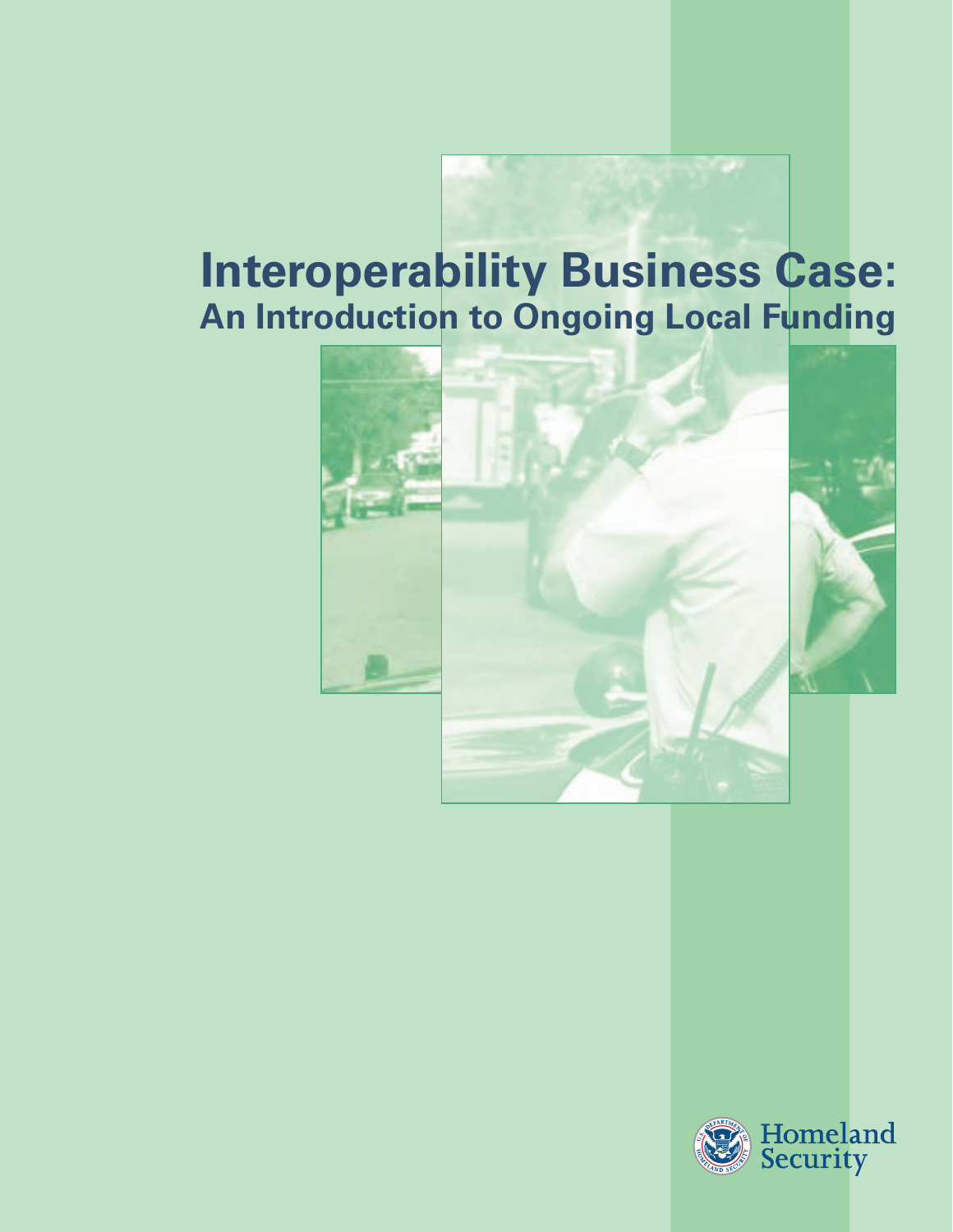# Interoperability Business Case:
## An Introduction to Ongoing Local Funding

Homeland Security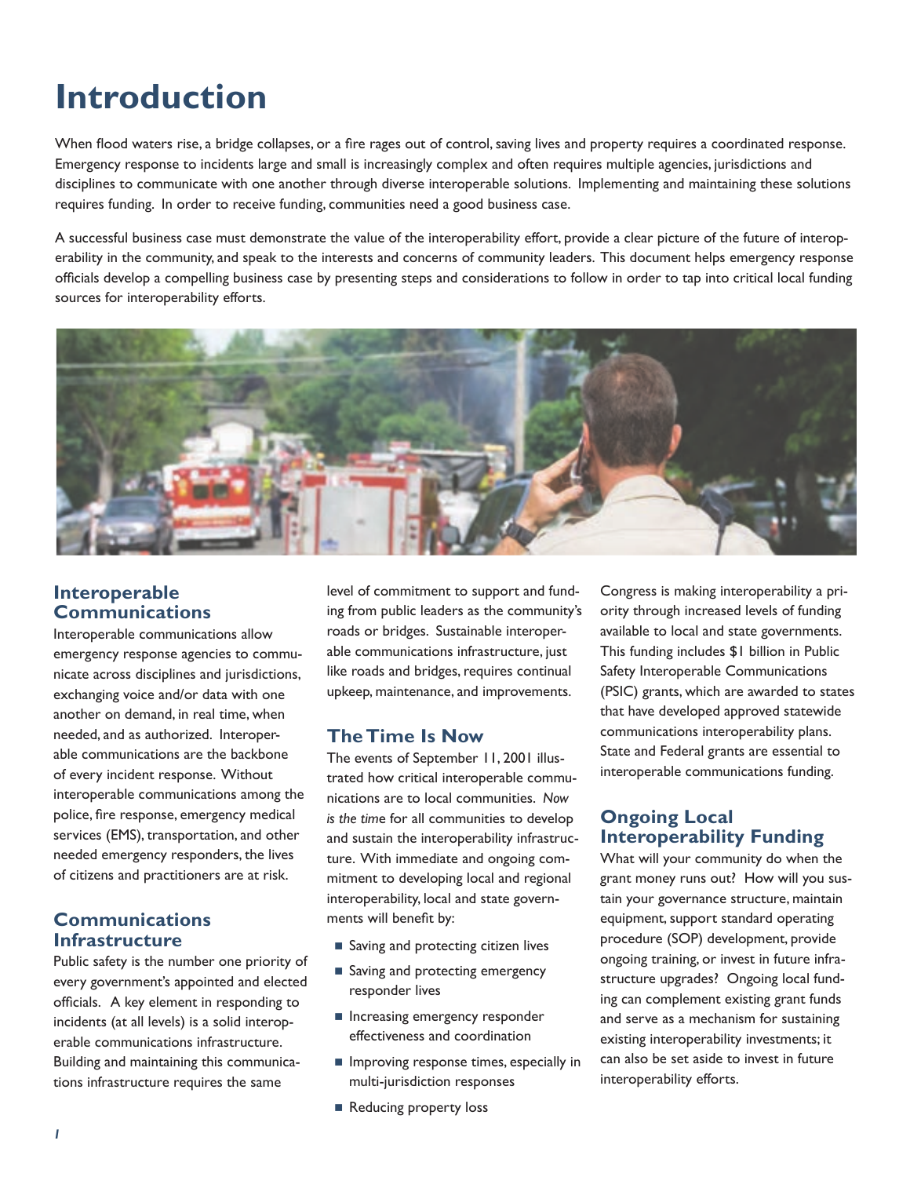# Introduction

When flood waters rise, a bridge collapses, or a fire rages out of control, saving lives and property requires a coordinated response. Emergency response to incidents large and small is increasingly complex and often requires multiple agencies, jurisdictions and disciplines to communicate with one another through diverse interoperable solutions. Implementing and maintaining these solutions requires funding. In order to receive funding, communities need a good business case.

A successful business case must demonstrate the value of the interoperability effort, provide a clear picture of the future of interoperability in the community, and speak to the interests and concerns of community leaders. This document helps emergency response officials develop a compelling business case by presenting steps and considerations to follow in order to tap into critical local funding sources for interoperability efforts.

## Interoperable Communications

Interoperable communications allow emergency response agencies to communicate across disciplines and jurisdictions, exchanging voice and/or data with one another on demand, in real time, when needed, and as authorized. Interoperable communications are the backbone of every incident response. Without interoperable communications among the police, fire response, emergency medical services (EMS), transportation, and other needed emergency responders, the lives of citizens and practitioners are at risk.

## Communications Infrastructure

Public safety is the number one priority of every government's appointed and elected officials. A key element in responding to incidents (at all levels) is a solid interoperable communications infrastructure. Building and maintaining this communications infrastructure requires the same level of commitment to support and funding from public leaders as the community's roads or bridges. Sustainable interoperable communications infrastructure, just like roads and bridges, requires continual upkeep, maintenance, and improvements.

## The Time Is Now

The events of September 11, 2001 illustrated how critical interoperable communications are to local communities. *Now is the time* for all communities to develop and sustain the interoperability infrastructure. With immediate and ongoing commitment to developing local and regional interoperability, local and state governments will benefit by:

- Saving and protecting citizen lives
- Saving and protecting emergency responder lives
- Increasing emergency responder effectiveness and coordination
- Improving response times, especially in multi-jurisdiction responses
- Reducing property loss

Congress is making interoperability a priority through increased levels of funding available to local and state governments. This funding includes $1 billion in Public Safety Interoperable Communications (PSIC) grants, which are awarded to states that have developed approved statewide communications interoperability plans. State and Federal grants are essential to interoperable communications funding.

## Ongoing Local Interoperability Funding

What will your community do when the grant money runs out? How will you sustain your governance structure, maintain equipment, support standard operating procedure (SOP) development, provide ongoing training, or invest in future infrastructure upgrades? Ongoing local funding can complement existing grant funds and serve as a mechanism for sustaining existing interoperability investments; it can also be set aside to invest in future interoperability efforts.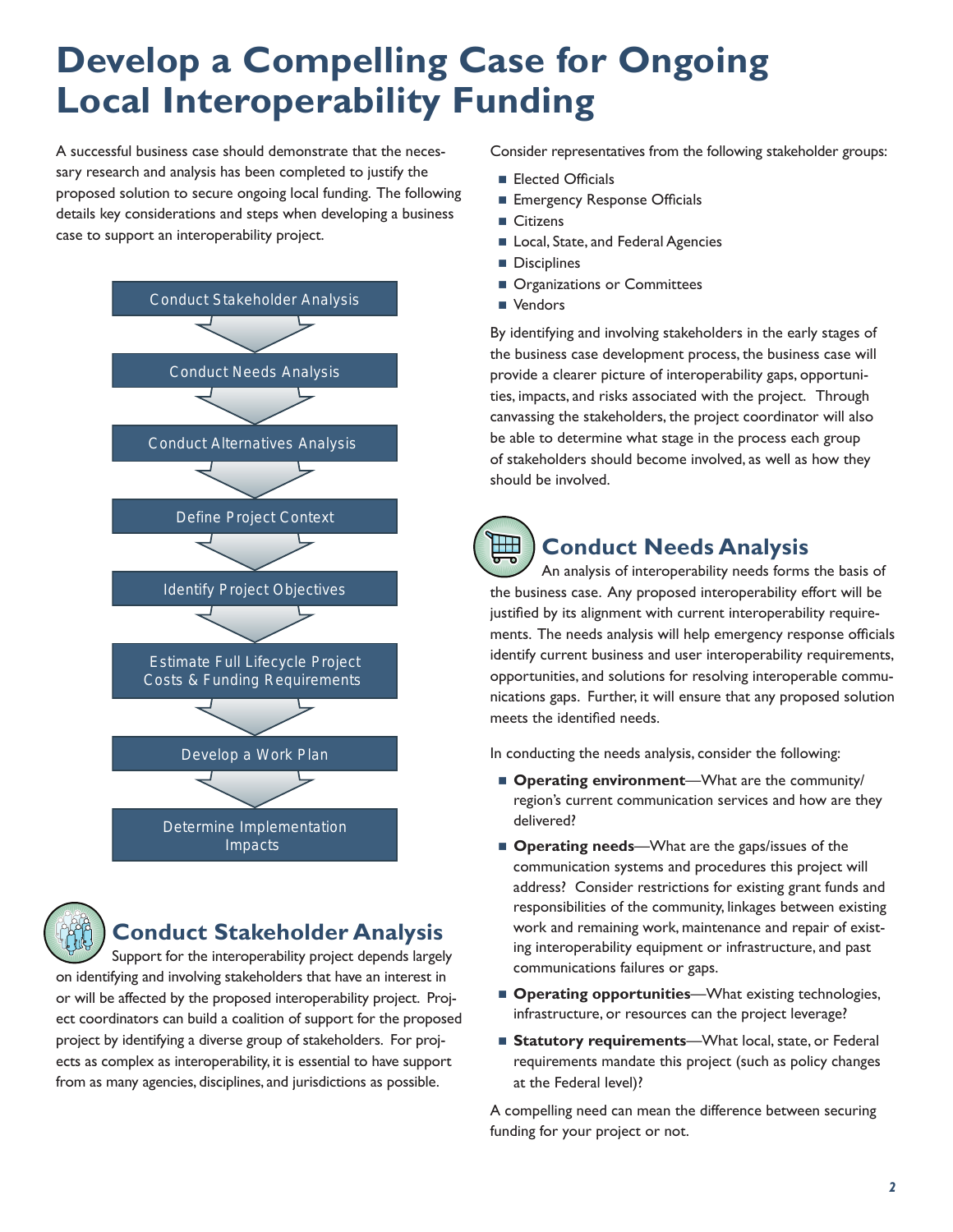# Develop a Compelling Case for Ongoing Local Interoperability Funding

A successful business case should demonstrate that the necessary research and analysis has been completed to justify the proposed solution to secure ongoing local funding. The following details key considerations and steps when developing a business case to support an interoperability project.

1. Conduct Stakeholder Analysis
2. Conduct Needs Analysis
3. Conduct Alternatives Analysis
4. Define Project Context
5. Identify Project Objectives
6. Estimate Full Lifecycle Project Costs & Funding Requirements
7. Develop a Work Plan
8. Determine Implementation Impacts

## Conduct Stakeholder Analysis

Support for the interoperability project depends largely on identifying and involving stakeholders that have an interest in or will be affected by the proposed interoperability project. Project coordinators can build a coalition of support for the proposed project by identifying a diverse group of stakeholders. For projects as complex as interoperability, it is essential to have support from as many agencies, disciplines, and jurisdictions as possible.

Consider representatives from the following stakeholder groups:

- Elected Officials
- Emergency Response Officials
- Citizens
- Local, State, and Federal Agencies
- Disciplines
- Organizations or Committees
- Vendors

By identifying and involving stakeholders in the early stages of the business case development process, the business case will provide a clearer picture of interoperability gaps, opportunities, impacts, and risks associated with the project. Through canvassing the stakeholders, the project coordinator will also be able to determine what stage in the process each group of stakeholders should become involved, as well as how they should be involved.

## Conduct Needs Analysis

An analysis of interoperability needs forms the basis of the business case. Any proposed interoperability effort will be justified by its alignment with current interoperability requirements. The needs analysis will help emergency response officials identify current business and user interoperability requirements, opportunities, and solutions for resolving interoperable communications gaps. Further, it will ensure that any proposed solution meets the identified needs.

In conducting the needs analysis, consider the following:

- **Operating environment**—What are the community/region's current communication services and how are they delivered?
- **Operating needs**—What are the gaps/issues of the communication systems and procedures this project will address? Consider restrictions for existing grant funds and responsibilities of the community, linkages between existing work and remaining work, maintenance and repair of existing interoperability equipment or infrastructure, and past communications failures or gaps.
- **Operating opportunities**—What existing technologies, infrastructure, or resources can the project leverage?
- **Statutory requirements**—What local, state, or Federal requirements mandate this project (such as policy changes at the Federal level)?

A compelling need can mean the difference between securing funding for your project or not.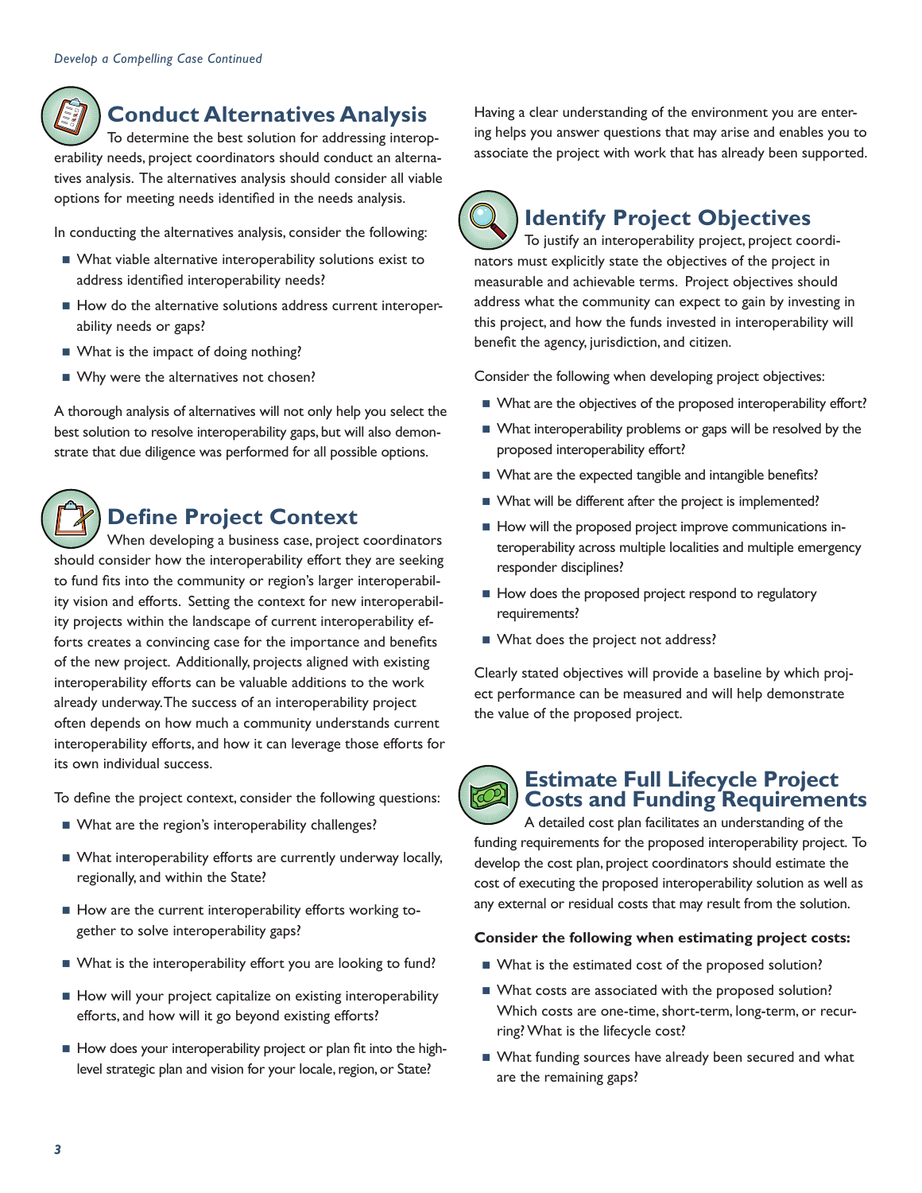*Develop a Compelling Case Continued*

## Conduct Alternatives Analysis

To determine the best solution for addressing interoperability needs, project coordinators should conduct an alternatives analysis. The alternatives analysis should consider all viable options for meeting needs identified in the needs analysis.

In conducting the alternatives analysis, consider the following:

- What viable alternative interoperability solutions exist to address identified interoperability needs?
- How do the alternative solutions address current interoperability needs or gaps?
- What is the impact of doing nothing?
- Why were the alternatives not chosen?

A thorough analysis of alternatives will not only help you select the best solution to resolve interoperability gaps, but will also demonstrate that due diligence was performed for all possible options.

## Define Project Context

When developing a business case, project coordinators should consider how the interoperability effort they are seeking to fund fits into the community or region's larger interoperability vision and efforts. Setting the context for new interoperability projects within the landscape of current interoperability efforts creates a convincing case for the importance and benefits of the new project. Additionally, projects aligned with existing interoperability efforts can be valuable additions to the work already underway. The success of an interoperability project often depends on how much a community understands current interoperability efforts, and how it can leverage those efforts for its own individual success.

To define the project context, consider the following questions:

- What are the region's interoperability challenges?
- What interoperability efforts are currently underway locally, regionally, and within the State?
- How are the current interoperability efforts working together to solve interoperability gaps?
- What is the interoperability effort you are looking to fund?
- How will your project capitalize on existing interoperability efforts, and how will it go beyond existing efforts?
- How does your interoperability project or plan fit into the high-level strategic plan and vision for your locale, region, or State?

Having a clear understanding of the environment you are entering helps you answer questions that may arise and enables you to associate the project with work that has already been supported.

## Identify Project Objectives

To justify an interoperability project, project coordinators must explicitly state the objectives of the project in measurable and achievable terms. Project objectives should address what the community can expect to gain by investing in this project, and how the funds invested in interoperability will benefit the agency, jurisdiction, and citizen.

Consider the following when developing project objectives:

- What are the objectives of the proposed interoperability effort?
- What interoperability problems or gaps will be resolved by the proposed interoperability effort?
- What are the expected tangible and intangible benefits?
- What will be different after the project is implemented?
- How will the proposed project improve communications interoperability across multiple localities and multiple emergency responder disciplines?
- How does the proposed project respond to regulatory requirements?
- What does the project not address?

Clearly stated objectives will provide a baseline by which project performance can be measured and will help demonstrate the value of the proposed project.

## Estimate Full Lifecycle Project Costs and Funding Requirements

A detailed cost plan facilitates an understanding of the funding requirements for the proposed interoperability project. To develop the cost plan, project coordinators should estimate the cost of executing the proposed interoperability solution as well as any external or residual costs that may result from the solution.

**Consider the following when estimating project costs:**

- What is the estimated cost of the proposed solution?
- What costs are associated with the proposed solution? Which costs are one-time, short-term, long-term, or recurring? What is the lifecycle cost?
- What funding sources have already been secured and what are the remaining gaps?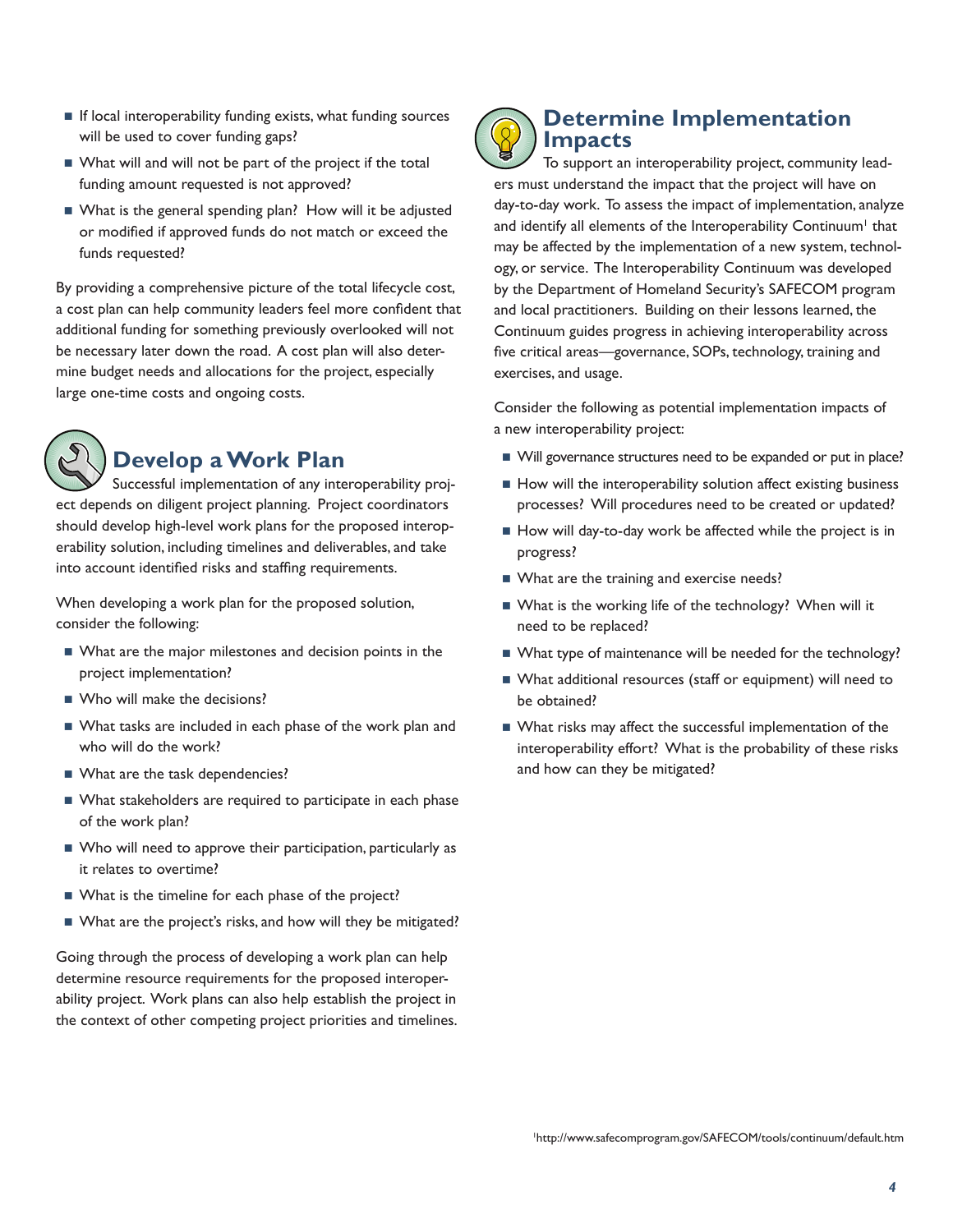- If local interoperability funding exists, what funding sources will be used to cover funding gaps?
- What will and will not be part of the project if the total funding amount requested is not approved?
- What is the general spending plan? How will it be adjusted or modified if approved funds do not match or exceed the funds requested?

By providing a comprehensive picture of the total lifecycle cost, a cost plan can help community leaders feel more confident that additional funding for something previously overlooked will not be necessary later down the road. A cost plan will also determine budget needs and allocations for the project, especially large one-time costs and ongoing costs.

## Develop a Work Plan

Successful implementation of any interoperability project depends on diligent project planning. Project coordinators should develop high-level work plans for the proposed interoperability solution, including timelines and deliverables, and take into account identified risks and staffing requirements.

When developing a work plan for the proposed solution, consider the following:

- What are the major milestones and decision points in the project implementation?
- Who will make the decisions?
- What tasks are included in each phase of the work plan and who will do the work?
- What are the task dependencies?
- What stakeholders are required to participate in each phase of the work plan?
- Who will need to approve their participation, particularly as it relates to overtime?
- What is the timeline for each phase of the project?
- What are the project's risks, and how will they be mitigated?

Going through the process of developing a work plan can help determine resource requirements for the proposed interoperability project. Work plans can also help establish the project in the context of other competing project priorities and timelines.

## Determine Implementation Impacts

To support an interoperability project, community leaders must understand the impact that the project will have on day-to-day work. To assess the impact of implementation, analyze and identify all elements of the Interoperability Continuum[1] that may be affected by the implementation of a new system, technology, or service. The Interoperability Continuum was developed by the Department of Homeland Security's SAFECOM program and local practitioners. Building on their lessons learned, the Continuum guides progress in achieving interoperability across five critical areas—governance, SOPs, technology, training and exercises, and usage.

Consider the following as potential implementation impacts of a new interoperability project:

- Will governance structures need to be expanded or put in place?
- How will the interoperability solution affect existing business processes? Will procedures need to be created or updated?
- How will day-to-day work be affected while the project is in progress?
- What are the training and exercise needs?
- What is the working life of the technology? When will it need to be replaced?
- What type of maintenance will be needed for the technology?
- What additional resources (staff or equipment) will need to be obtained?
- What risks may affect the successful implementation of the interoperability effort? What is the probability of these risks and how can they be mitigated?

[1] http://www.safecomprogram.gov/SAFECOM/tools/continuum/default.htm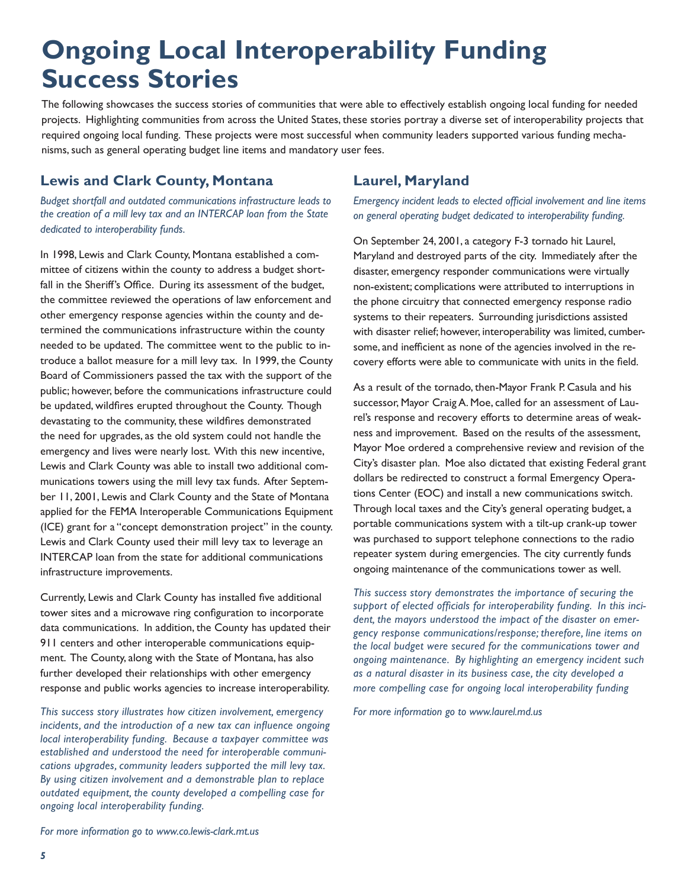# Ongoing Local Interoperability Funding Success Stories

The following showcases the success stories of communities that were able to effectively establish ongoing local funding for needed projects. Highlighting communities from across the United States, these stories portray a diverse set of interoperability projects that required ongoing local funding. These projects were most successful when community leaders supported various funding mechanisms, such as general operating budget line items and mandatory user fees.

## Lewis and Clark County, Montana

*Budget shortfall and outdated communications infrastructure leads to the creation of a mill levy tax and an INTERCAP loan from the State dedicated to interoperability funds.*

In 1998, Lewis and Clark County, Montana established a committee of citizens within the county to address a budget shortfall in the Sheriff's Office. During its assessment of the budget, the committee reviewed the operations of law enforcement and other emergency response agencies within the county and determined the communications infrastructure within the county needed to be updated. The committee went to the public to introduce a ballot measure for a mill levy tax. In 1999, the County Board of Commissioners passed the tax with the support of the public; however, before the communications infrastructure could be updated, wildfires erupted throughout the County. Though devastating to the community, these wildfires demonstrated the need for upgrades, as the old system could not handle the emergency and lives were nearly lost. With this new incentive, Lewis and Clark County was able to install two additional communications towers using the mill levy tax funds. After September 11, 2001, Lewis and Clark County and the State of Montana applied for the FEMA Interoperable Communications Equipment (ICE) grant for a "concept demonstration project" in the county. Lewis and Clark County used their mill levy tax to leverage an INTERCAP loan from the state for additional communications infrastructure improvements.

Currently, Lewis and Clark County has installed five additional tower sites and a microwave ring configuration to incorporate data communications. In addition, the County has updated their 911 centers and other interoperable communications equipment. The County, along with the State of Montana, has also further developed their relationships with other emergency response and public works agencies to increase interoperability.

*This success story illustrates how citizen involvement, emergency incidents, and the introduction of a new tax can influence ongoing local interoperability funding. Because a taxpayer committee was established and understood the need for interoperable communications upgrades, community leaders supported the mill levy tax. By using citizen involvement and a demonstrable plan to replace outdated equipment, the county developed a compelling case for ongoing local interoperability funding.*

*For more information go to www.co.lewis-clark.mt.us*

## Laurel, Maryland

*Emergency incident leads to elected official involvement and line items on general operating budget dedicated to interoperability funding.*

On September 24, 2001, a category F-3 tornado hit Laurel, Maryland and destroyed parts of the city. Immediately after the disaster, emergency responder communications were virtually non-existent; complications were attributed to interruptions in the phone circuitry that connected emergency response radio systems to their repeaters. Surrounding jurisdictions assisted with disaster relief; however, interoperability was limited, cumbersome, and inefficient as none of the agencies involved in the recovery efforts were able to communicate with units in the field.

As a result of the tornado, then-Mayor Frank P. Casula and his successor, Mayor Craig A. Moe, called for an assessment of Laurel's response and recovery efforts to determine areas of weakness and improvement. Based on the results of the assessment, Mayor Moe ordered a comprehensive review and revision of the City's disaster plan. Moe also dictated that existing Federal grant dollars be redirected to construct a formal Emergency Operations Center (EOC) and install a new communications switch. Through local taxes and the City's general operating budget, a portable communications system with a tilt-up crank-up tower was purchased to support telephone connections to the radio repeater system during emergencies. The city currently funds ongoing maintenance of the communications tower as well.

*This success story demonstrates the importance of securing the support of elected officials for interoperability funding. In this incident, the mayors understood the impact of the disaster on emergency response communications/response; therefore, line items on the local budget were secured for the communications tower and ongoing maintenance. By highlighting an emergency incident such as a natural disaster in its business case, the city developed a more compelling case for ongoing local interoperability funding*

*For more information go to www.laurel.md.us*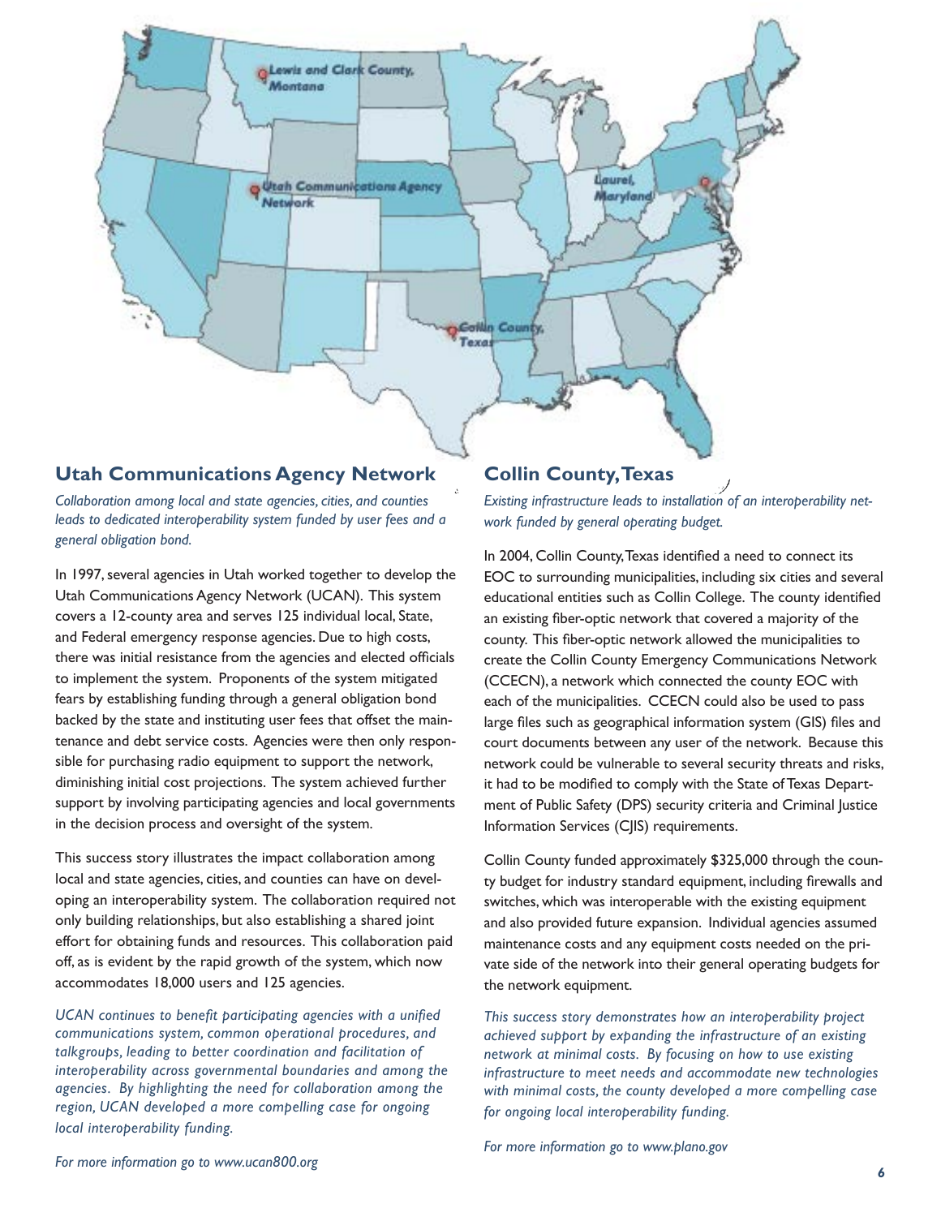## Utah Communications Agency Network

*Collaboration among local and state agencies, cities, and counties leads to dedicated interoperability system funded by user fees and a general obligation bond.*

In 1997, several agencies in Utah worked together to develop the Utah Communications Agency Network (UCAN). This system covers a 12-county area and serves 125 individual local, State, and Federal emergency response agencies. Due to high costs, there was initial resistance from the agencies and elected officials to implement the system. Proponents of the system mitigated fears by establishing funding through a general obligation bond backed by the state and instituting user fees that offset the maintenance and debt service costs. Agencies were then only responsible for purchasing radio equipment to support the network, diminishing initial cost projections. The system achieved further support by involving participating agencies and local governments in the decision process and oversight of the system.

This success story illustrates the impact collaboration among local and state agencies, cities, and counties can have on developing an interoperability system. The collaboration required not only building relationships, but also establishing a shared joint effort for obtaining funds and resources. This collaboration paid off, as is evident by the rapid growth of the system, which now accommodates 18,000 users and 125 agencies.

*UCAN continues to benefit participating agencies with a unified communications system, common operational procedures, and talkgroups, leading to better coordination and facilitation of interoperability across governmental boundaries and among the agencies. By highlighting the need for collaboration among the region, UCAN developed a more compelling case for ongoing local interoperability funding.*

*For more information go to www.ucan800.org*

## Collin County, Texas

*Existing infrastructure leads to installation of an interoperability network funded by general operating budget.*

In 2004, Collin County, Texas identified a need to connect its EOC to surrounding municipalities, including six cities and several educational entities such as Collin College. The county identified an existing fiber-optic network that covered a majority of the county. This fiber-optic network allowed the municipalities to create the Collin County Emergency Communications Network (CCECN), a network which connected the county EOC with each of the municipalities. CCECN could also be used to pass large files such as geographical information system (GIS) files and court documents between any user of the network. Because this network could be vulnerable to several security threats and risks, it had to be modified to comply with the State of Texas Department of Public Safety (DPS) security criteria and Criminal Justice Information Services (CJIS) requirements.

Collin County funded approximately $325,000 through the county budget for industry standard equipment, including firewalls and switches, which was interoperable with the existing equipment and also provided future expansion. Individual agencies assumed maintenance costs and any equipment costs needed on the private side of the network into their general operating budgets for the network equipment.

*This success story demonstrates how an interoperability project achieved support by expanding the infrastructure of an existing network at minimal costs. By focusing on how to use existing infrastructure to meet needs and accommodate new technologies with minimal costs, the county developed a more compelling case for ongoing local interoperability funding.*

*For more information go to www.plano.gov*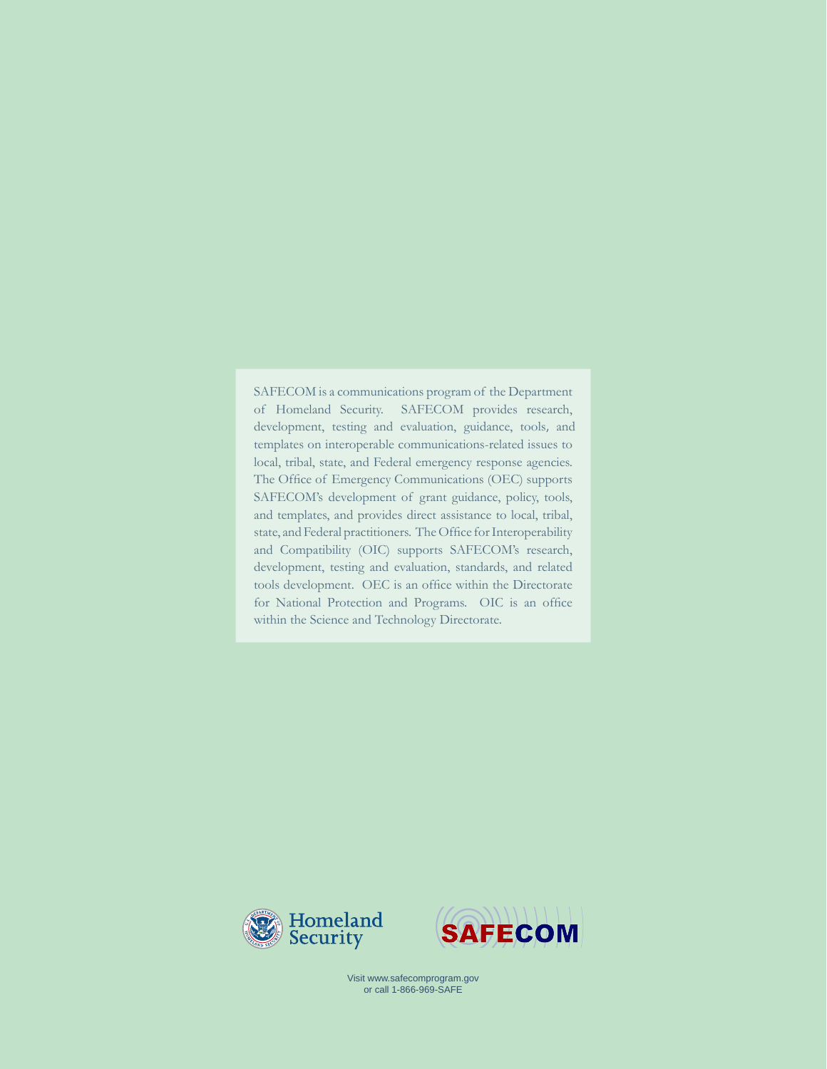SAFECOM is a communications program of the Department of Homeland Security. SAFECOM provides research, development, testing and evaluation, guidance, tools, and templates on interoperable communications-related issues to local, tribal, state, and Federal emergency response agencies. The Office of Emergency Communications (OEC) supports SAFECOM's development of grant guidance, policy, tools, and templates, and provides direct assistance to local, tribal, state, and Federal practitioners. The Office for Interoperability and Compatibility (OIC) supports SAFECOM's research, development, testing and evaluation, standards, and related tools development. OEC is an office within the Directorate for National Protection and Programs. OIC is an office within the Science and Technology Directorate.

Homeland Security

SAFECOM

Visit www.safecomprogram.gov
or call 1-866-969-SAFE